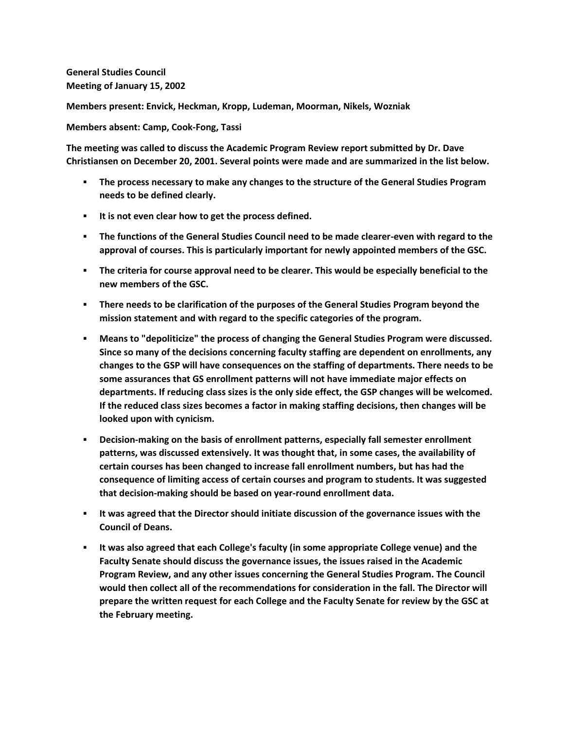**General Studies Council**
**Meeting of January 15, 2002**

**Members present: Envick, Heckman, Kropp, Ludeman, Moorman, Nikels, Wozniak**

**Members absent: Camp, Cook-Fong, Tassi**

**The meeting was called to discuss the Academic Program Review report submitted by Dr. Dave Christiansen on December 20, 2001. Several points were made and are summarized in the list below.**

- **The process necessary to make any changes to the structure of the General Studies Program needs to be defined clearly.**
- **It is not even clear how to get the process defined.**
- **The functions of the General Studies Council need to be made clearer-even with regard to the approval of courses. This is particularly important for newly appointed members of the GSC.**
- **The criteria for course approval need to be clearer. This would be especially beneficial to the new members of the GSC.**
- **There needs to be clarification of the purposes of the General Studies Program beyond the mission statement and with regard to the specific categories of the program.**
- **Means to "depoliticize" the process of changing the General Studies Program were discussed. Since so many of the decisions concerning faculty staffing are dependent on enrollments, any changes to the GSP will have consequences on the staffing of departments. There needs to be some assurances that GS enrollment patterns will not have immediate major effects on departments. If reducing class sizes is the only side effect, the GSP changes will be welcomed. If the reduced class sizes becomes a factor in making staffing decisions, then changes will be looked upon with cynicism.**
- **Decision-making on the basis of enrollment patterns, especially fall semester enrollment patterns, was discussed extensively. It was thought that, in some cases, the availability of certain courses has been changed to increase fall enrollment numbers, but has had the consequence of limiting access of certain courses and program to students. It was suggested that decision-making should be based on year-round enrollment data.**
- **It was agreed that the Director should initiate discussion of the governance issues with the Council of Deans.**
- **It was also agreed that each College's faculty (in some appropriate College venue) and the Faculty Senate should discuss the governance issues, the issues raised in the Academic Program Review, and any other issues concerning the General Studies Program. The Council would then collect all of the recommendations for consideration in the fall. The Director will prepare the written request for each College and the Faculty Senate for review by the GSC at the February meeting.**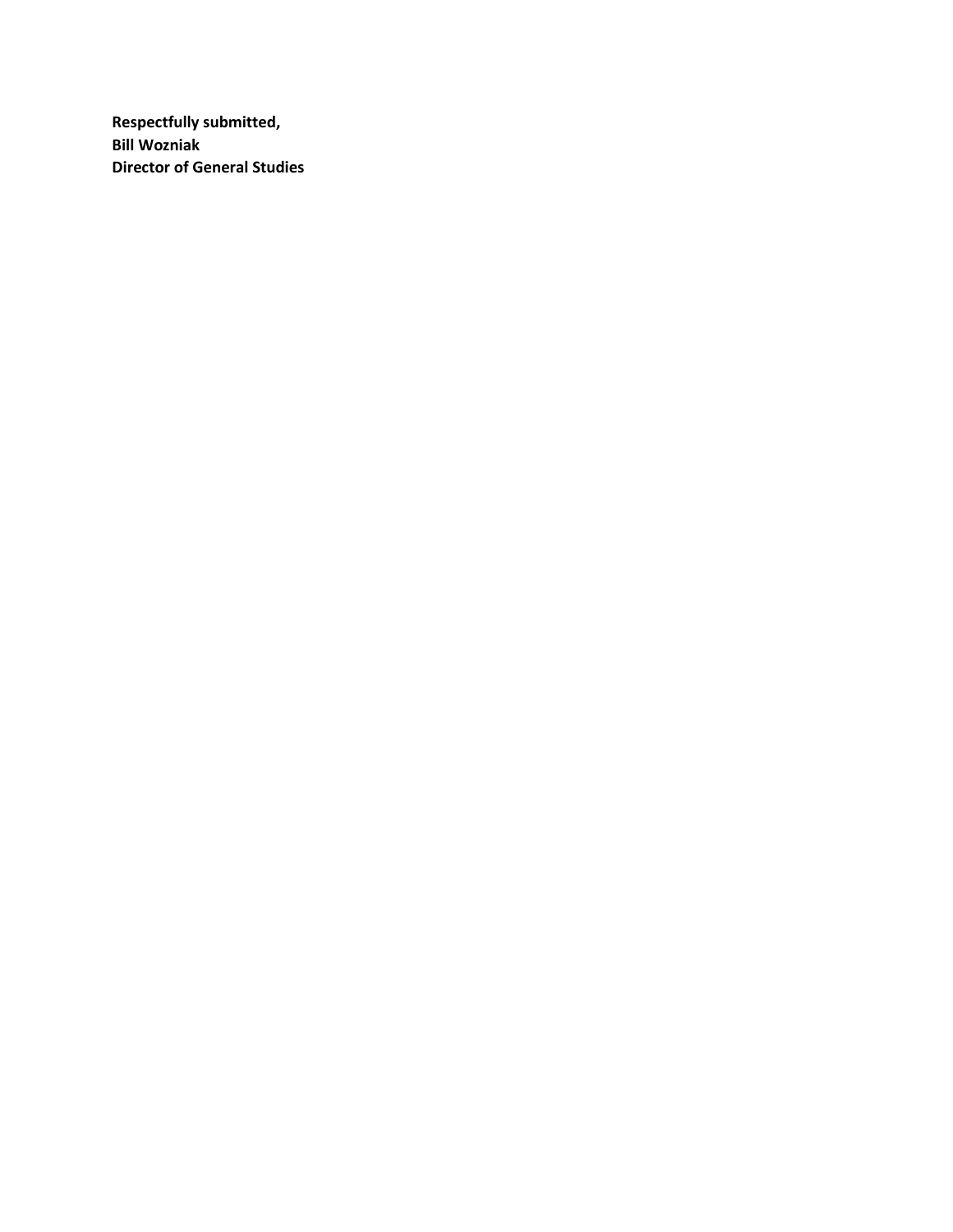**Respectfully submitted,**
**Bill Wozniak**
**Director of General Studies**